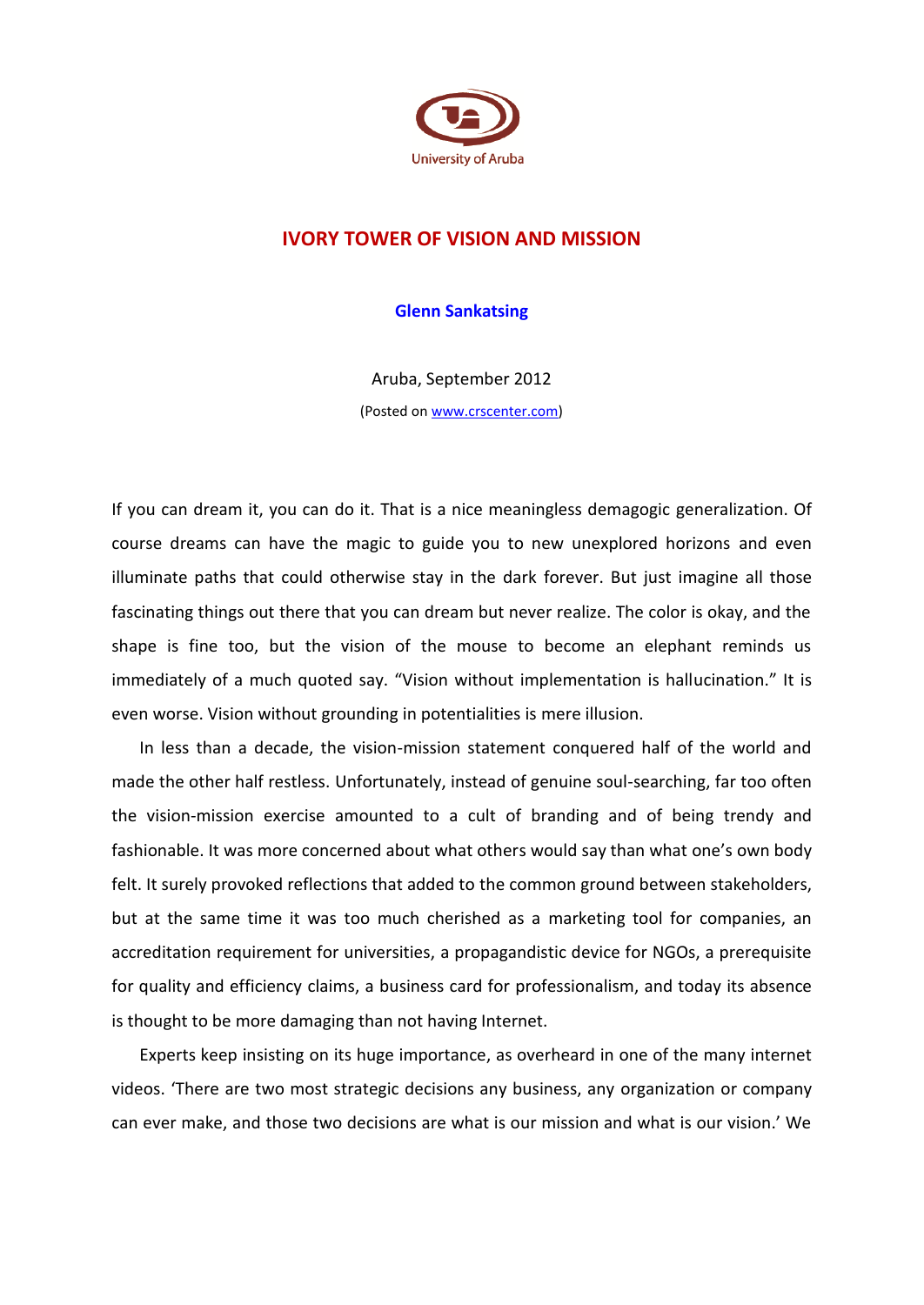University of Aruba

# IVORY TOWER OF VISION AND MISSION

**Glenn Sankatsing**

Aruba, September 2012

(Posted on www.crscenter.com)

If you can dream it, you can do it. That is a nice meaningless demagogic generalization. Of course dreams can have the magic to guide you to new unexplored horizons and even illuminate paths that could otherwise stay in the dark forever. But just imagine all those fascinating things out there that you can dream but never realize. The color is okay, and the shape is fine too, but the vision of the mouse to become an elephant reminds us immediately of a much quoted say. "Vision without implementation is hallucination." It is even worse. Vision without grounding in potentialities is mere illusion.

In less than a decade, the vision-mission statement conquered half of the world and made the other half restless. Unfortunately, instead of genuine soul-searching, far too often the vision-mission exercise amounted to a cult of branding and of being trendy and fashionable. It was more concerned about what others would say than what one's own body felt. It surely provoked reflections that added to the common ground between stakeholders, but at the same time it was too much cherished as a marketing tool for companies, an accreditation requirement for universities, a propagandistic device for NGOs, a prerequisite for quality and efficiency claims, a business card for professionalism, and today its absence is thought to be more damaging than not having Internet.

Experts keep insisting on its huge importance, as overheard in one of the many internet videos. 'There are two most strategic decisions any business, any organization or company can ever make, and those two decisions are what is our mission and what is our vision.' We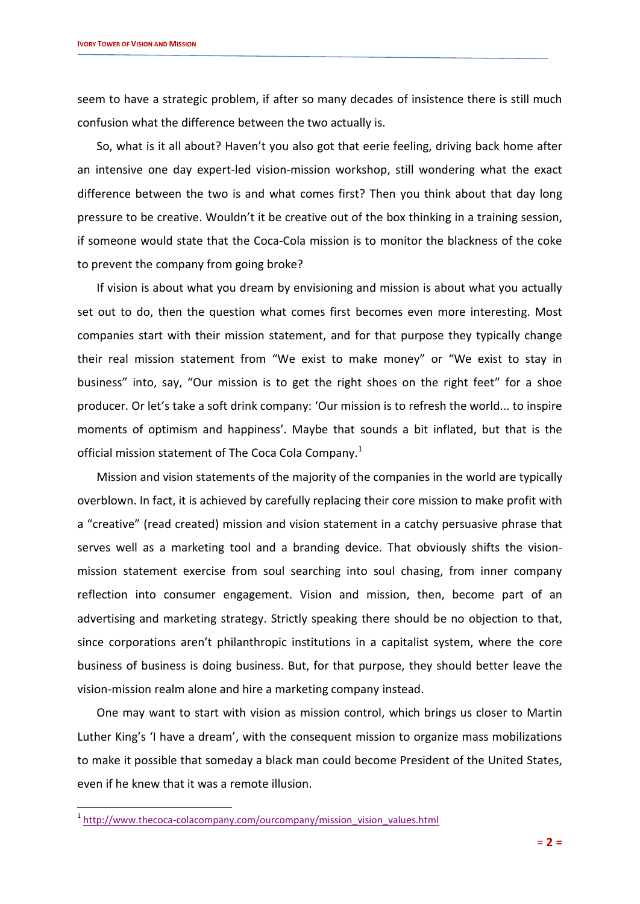seem to have a strategic problem, if after so many decades of insistence there is still much confusion what the difference between the two actually is.

So, what is it all about? Haven't you also got that eerie feeling, driving back home after an intensive one day expert-led vision-mission workshop, still wondering what the exact difference between the two is and what comes first? Then you think about that day long pressure to be creative. Wouldn't it be creative out of the box thinking in a training session, if someone would state that the Coca-Cola mission is to monitor the blackness of the coke to prevent the company from going broke?

If vision is about what you dream by envisioning and mission is about what you actually set out to do, then the question what comes first becomes even more interesting. Most companies start with their mission statement, and for that purpose they typically change their real mission statement from "We exist to make money" or "We exist to stay in business" into, say, "Our mission is to get the right shoes on the right feet" for a shoe producer. Or let's take a soft drink company: 'Our mission is to refresh the world... to inspire moments of optimism and happiness'. Maybe that sounds a bit inflated, but that is the official mission statement of The Coca Cola Company.[1]

Mission and vision statements of the majority of the companies in the world are typically overblown. In fact, it is achieved by carefully replacing their core mission to make profit with a "creative" (read created) mission and vision statement in a catchy persuasive phrase that serves well as a marketing tool and a branding device. That obviously shifts the vision-mission statement exercise from soul searching into soul chasing, from inner company reflection into consumer engagement. Vision and mission, then, become part of an advertising and marketing strategy. Strictly speaking there should be no objection to that, since corporations aren't philanthropic institutions in a capitalist system, where the core business of business is doing business. But, for that purpose, they should better leave the vision-mission realm alone and hire a marketing company instead.

One may want to start with vision as mission control, which brings us closer to Martin Luther King's 'I have a dream', with the consequent mission to organize mass mobilizations to make it possible that someday a black man could become President of the United States, even if he knew that it was a remote illusion.

---

[1] http://www.thecoca-colacompany.com/ourcompany/mission_vision_values.html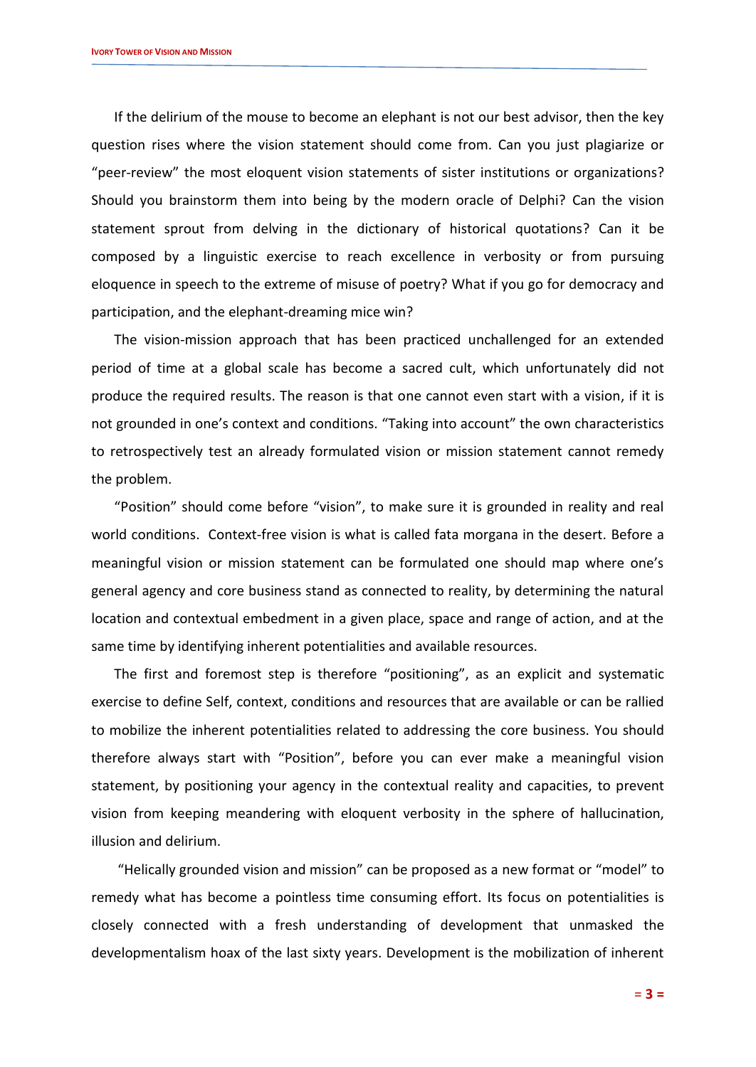If the delirium of the mouse to become an elephant is not our best advisor, then the key question rises where the vision statement should come from. Can you just plagiarize or "peer-review" the most eloquent vision statements of sister institutions or organizations? Should you brainstorm them into being by the modern oracle of Delphi? Can the vision statement sprout from delving in the dictionary of historical quotations? Can it be composed by a linguistic exercise to reach excellence in verbosity or from pursuing eloquence in speech to the extreme of misuse of poetry? What if you go for democracy and participation, and the elephant-dreaming mice win?

The vision-mission approach that has been practiced unchallenged for an extended period of time at a global scale has become a sacred cult, which unfortunately did not produce the required results. The reason is that one cannot even start with a vision, if it is not grounded in one's context and conditions. "Taking into account" the own characteristics to retrospectively test an already formulated vision or mission statement cannot remedy the problem.

"Position" should come before "vision", to make sure it is grounded in reality and real world conditions. Context-free vision is what is called fata morgana in the desert. Before a meaningful vision or mission statement can be formulated one should map where one's general agency and core business stand as connected to reality, by determining the natural location and contextual embedment in a given place, space and range of action, and at the same time by identifying inherent potentialities and available resources.

The first and foremost step is therefore "positioning", as an explicit and systematic exercise to define Self, context, conditions and resources that are available or can be rallied to mobilize the inherent potentialities related to addressing the core business. You should therefore always start with "Position", before you can ever make a meaningful vision statement, by positioning your agency in the contextual reality and capacities, to prevent vision from keeping meandering with eloquent verbosity in the sphere of hallucination, illusion and delirium.

"Helically grounded vision and mission" can be proposed as a new format or "model" to remedy what has become a pointless time consuming effort. Its focus on potentialities is closely connected with a fresh understanding of development that unmasked the developmentalism hoax of the last sixty years. Development is the mobilization of inherent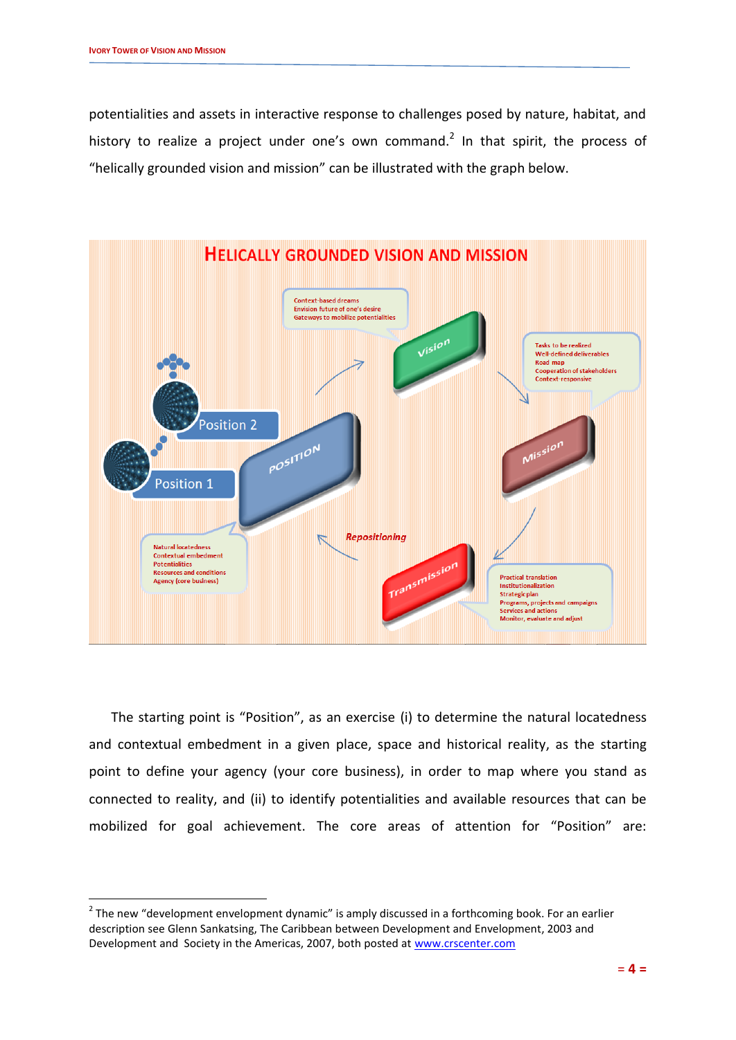potentialities and assets in interactive response to challenges posed by nature, habitat, and history to realize a project under one's own command.[2] In that spirit, the process of "helically grounded vision and mission" can be illustrated with the graph below.

**HELICALLY GROUNDED VISION AND MISSION**

Context-based dreams
Envision future of one's desire
Gateways to mobilize potentialities

Vision

Tasks to be realized
Well-defined deliverables
Road map
Cooperation of stakeholders
Context-responsive

Mission

Position 2

Position 1

POSITION

Natural locatedness
Contextual embedment
Potentialities
Resources and conditions
Agency (core business)

Repositioning

Transmission

Practical translation
Institutionalization
Strategic plan
Programs, projects and campaigns
Services and actions
Monitor, evaluate and adjust

The starting point is "Position", as an exercise (i) to determine the natural locatedness and contextual embedment in a given place, space and historical reality, as the starting point to define your agency (your core business), in order to map where you stand as connected to reality, and (ii) to identify potentialities and available resources that can be mobilized for goal achievement. The core areas of attention for "Position" are:

[2] The new "development envelopment dynamic" is amply discussed in a forthcoming book. For an earlier description see Glenn Sankatsing, The Caribbean between Development and Envelopment, 2003 and Development and Society in the Americas, 2007, both posted at www.crscenter.com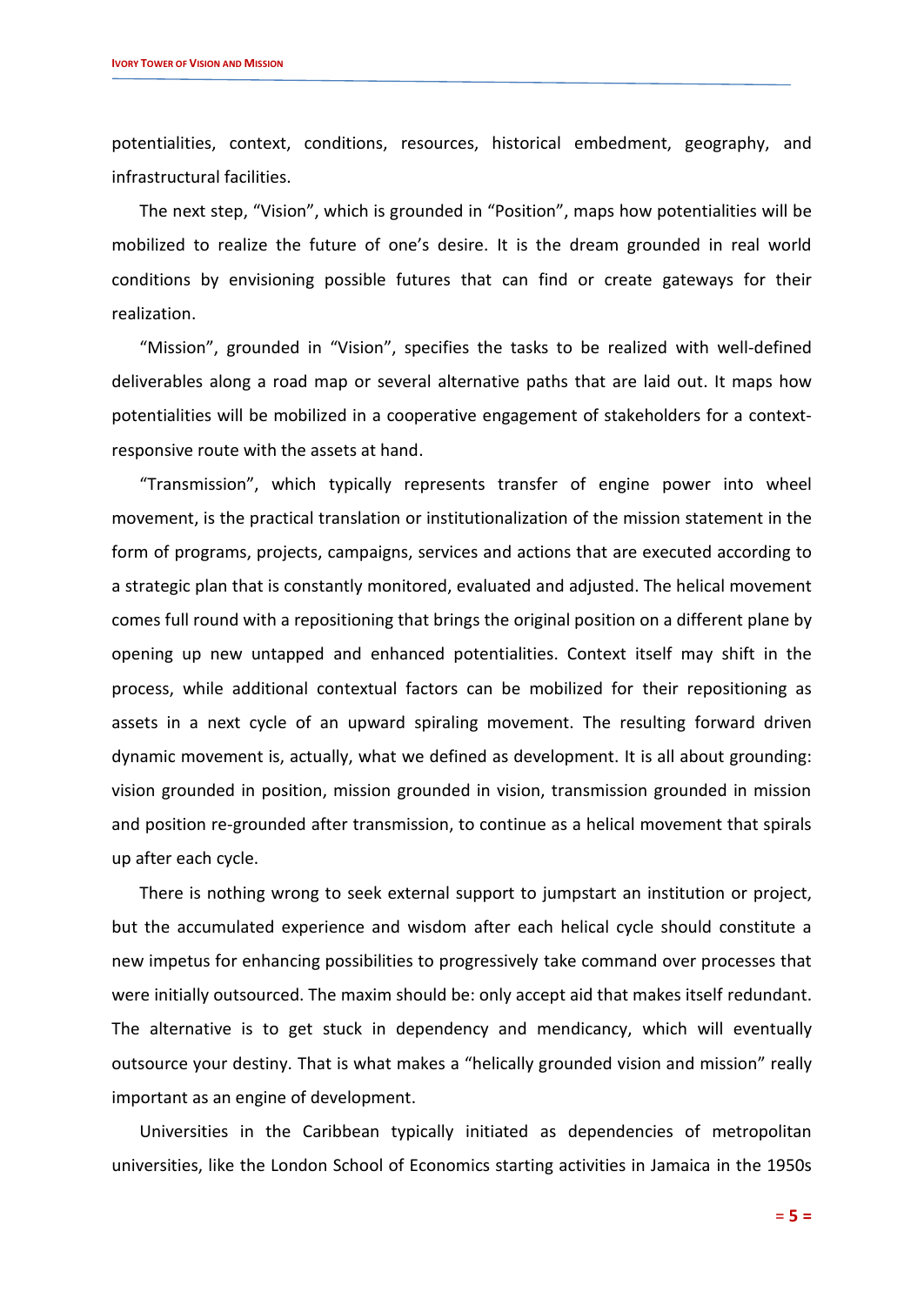potentialities, context, conditions, resources, historical embedment, geography, and infrastructural facilities.

The next step, "Vision", which is grounded in "Position", maps how potentialities will be mobilized to realize the future of one's desire. It is the dream grounded in real world conditions by envisioning possible futures that can find or create gateways for their realization.

"Mission", grounded in "Vision", specifies the tasks to be realized with well-defined deliverables along a road map or several alternative paths that are laid out. It maps how potentialities will be mobilized in a cooperative engagement of stakeholders for a context-responsive route with the assets at hand.

"Transmission", which typically represents transfer of engine power into wheel movement, is the practical translation or institutionalization of the mission statement in the form of programs, projects, campaigns, services and actions that are executed according to a strategic plan that is constantly monitored, evaluated and adjusted. The helical movement comes full round with a repositioning that brings the original position on a different plane by opening up new untapped and enhanced potentialities. Context itself may shift in the process, while additional contextual factors can be mobilized for their repositioning as assets in a next cycle of an upward spiraling movement. The resulting forward driven dynamic movement is, actually, what we defined as development. It is all about grounding: vision grounded in position, mission grounded in vision, transmission grounded in mission and position re-grounded after transmission, to continue as a helical movement that spirals up after each cycle.

There is nothing wrong to seek external support to jumpstart an institution or project, but the accumulated experience and wisdom after each helical cycle should constitute a new impetus for enhancing possibilities to progressively take command over processes that were initially outsourced. The maxim should be: only accept aid that makes itself redundant. The alternative is to get stuck in dependency and mendicancy, which will eventually outsource your destiny. That is what makes a "helically grounded vision and mission" really important as an engine of development.

Universities in the Caribbean typically initiated as dependencies of metropolitan universities, like the London School of Economics starting activities in Jamaica in the 1950s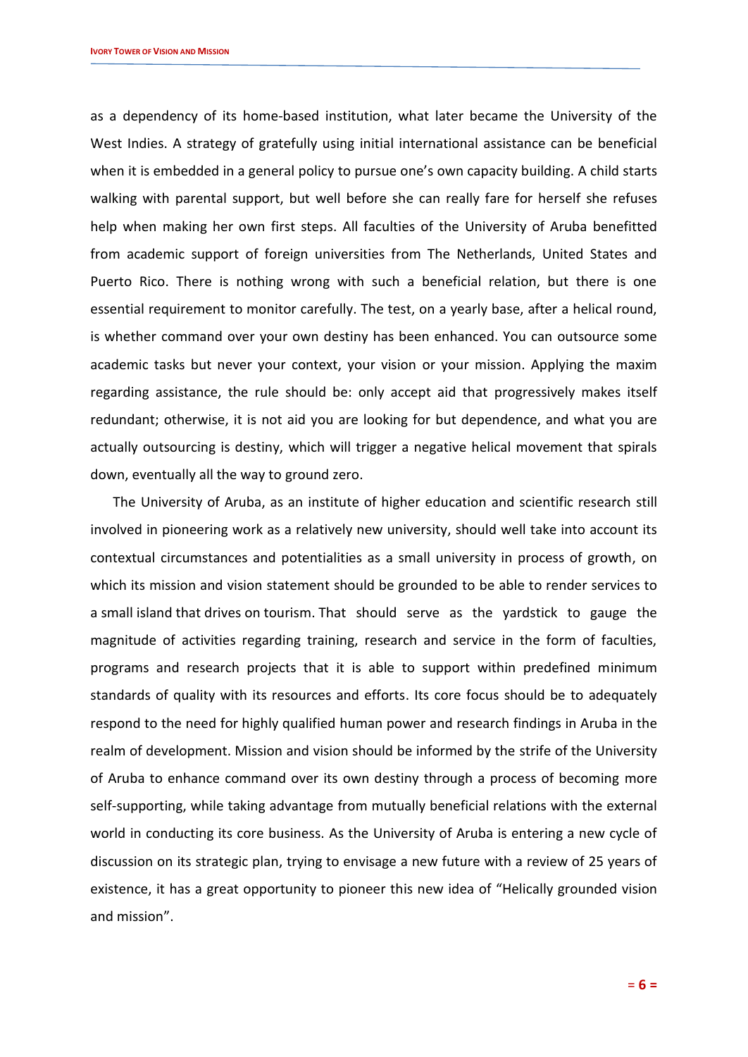as a dependency of its home-based institution, what later became the University of the West Indies. A strategy of gratefully using initial international assistance can be beneficial when it is embedded in a general policy to pursue one's own capacity building. A child starts walking with parental support, but well before she can really fare for herself she refuses help when making her own first steps. All faculties of the University of Aruba benefitted from academic support of foreign universities from The Netherlands, United States and Puerto Rico. There is nothing wrong with such a beneficial relation, but there is one essential requirement to monitor carefully. The test, on a yearly base, after a helical round, is whether command over your own destiny has been enhanced. You can outsource some academic tasks but never your context, your vision or your mission. Applying the maxim regarding assistance, the rule should be: only accept aid that progressively makes itself redundant; otherwise, it is not aid you are looking for but dependence, and what you are actually outsourcing is destiny, which will trigger a negative helical movement that spirals down, eventually all the way to ground zero.

The University of Aruba, as an institute of higher education and scientific research still involved in pioneering work as a relatively new university, should well take into account its contextual circumstances and potentialities as a small university in process of growth, on which its mission and vision statement should be grounded to be able to render services to a small island that drives on tourism. That should serve as the yardstick to gauge the magnitude of activities regarding training, research and service in the form of faculties, programs and research projects that it is able to support within predefined minimum standards of quality with its resources and efforts. Its core focus should be to adequately respond to the need for highly qualified human power and research findings in Aruba in the realm of development. Mission and vision should be informed by the strife of the University of Aruba to enhance command over its own destiny through a process of becoming more self-supporting, while taking advantage from mutually beneficial relations with the external world in conducting its core business. As the University of Aruba is entering a new cycle of discussion on its strategic plan, trying to envisage a new future with a review of 25 years of existence, it has a great opportunity to pioneer this new idea of "Helically grounded vision and mission".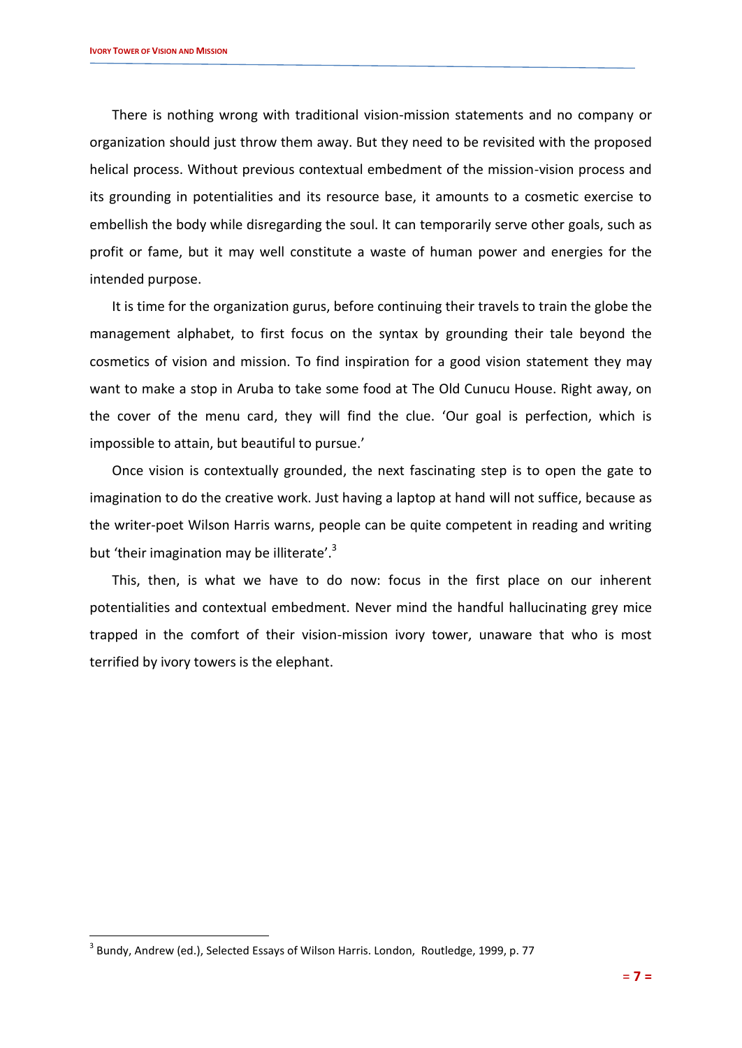There is nothing wrong with traditional vision-mission statements and no company or organization should just throw them away. But they need to be revisited with the proposed helical process. Without previous contextual embedment of the mission-vision process and its grounding in potentialities and its resource base, it amounts to a cosmetic exercise to embellish the body while disregarding the soul. It can temporarily serve other goals, such as profit or fame, but it may well constitute a waste of human power and energies for the intended purpose.

It is time for the organization gurus, before continuing their travels to train the globe the management alphabet, to first focus on the syntax by grounding their tale beyond the cosmetics of vision and mission. To find inspiration for a good vision statement they may want to make a stop in Aruba to take some food at The Old Cunucu House. Right away, on the cover of the menu card, they will find the clue. 'Our goal is perfection, which is impossible to attain, but beautiful to pursue.'

Once vision is contextually grounded, the next fascinating step is to open the gate to imagination to do the creative work. Just having a laptop at hand will not suffice, because as the writer-poet Wilson Harris warns, people can be quite competent in reading and writing but 'their imagination may be illiterate'.[3]

This, then, is what we have to do now: focus in the first place on our inherent potentialities and contextual embedment. Never mind the handful hallucinating grey mice trapped in the comfort of their vision-mission ivory tower, unaware that who is most terrified by ivory towers is the elephant.

---

[3] Bundy, Andrew (ed.), Selected Essays of Wilson Harris. London, Routledge, 1999, p. 77